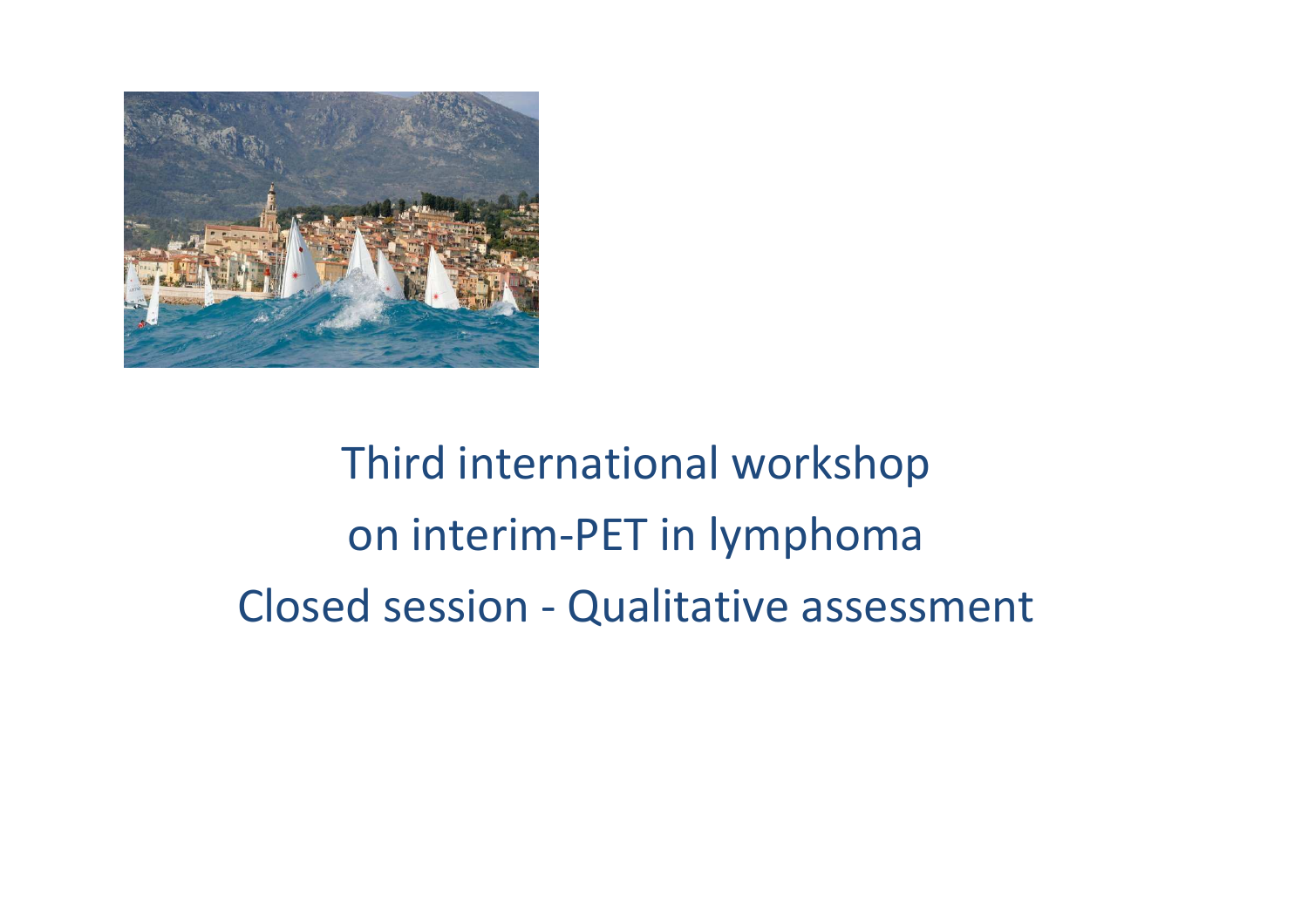# Third international workshop on interim-PET in lymphoma

## Closed session - Qualitative assessment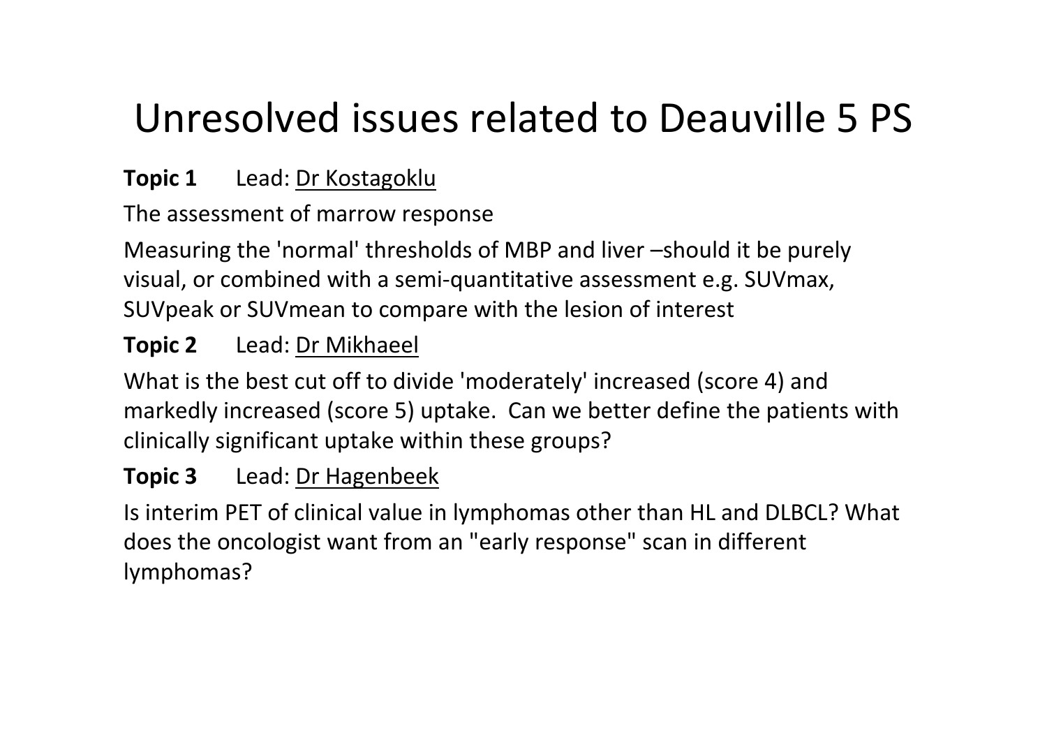# Unresolved issues related to Deauville 5 PS

**Topic 1** Lead: Dr Kostagoklu

The assessment of marrow response

Measuring the 'normal' thresholds of MBP and liver –should it be purely visual, or combined with a semi-quantitative assessment e.g. SUVmax, SUVpeak or SUVmean to compare with the lesion of interest

**Topic 2** Lead: Dr Mikhaeel

What is the best cut off to divide 'moderately' increased (score 4) and markedly increased (score 5) uptake. Can we better define the patients with clinically significant uptake within these groups?

**Topic 3** Lead: Dr Hagenbeek

Is interim PET of clinical value in lymphomas other than HL and DLBCL? What does the oncologist want from an "early response" scan in different lymphomas?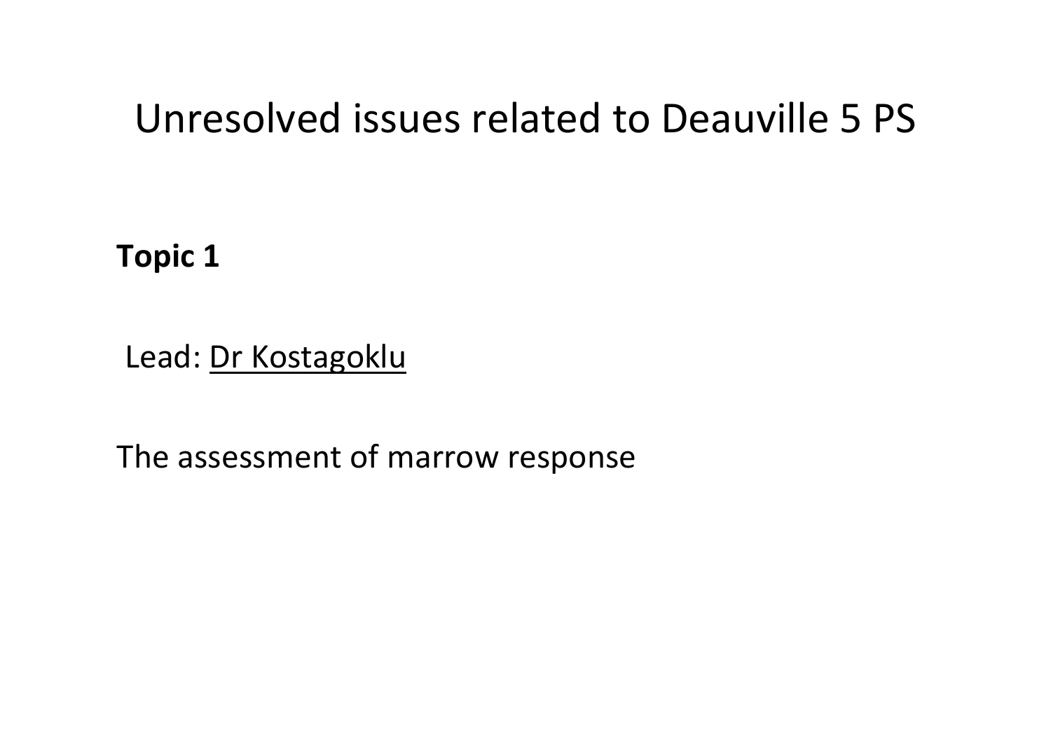# Unresolved issues related to Deauville 5 PS

**Topic 1**

Lead: Dr Kostagoklu

The assessment of marrow response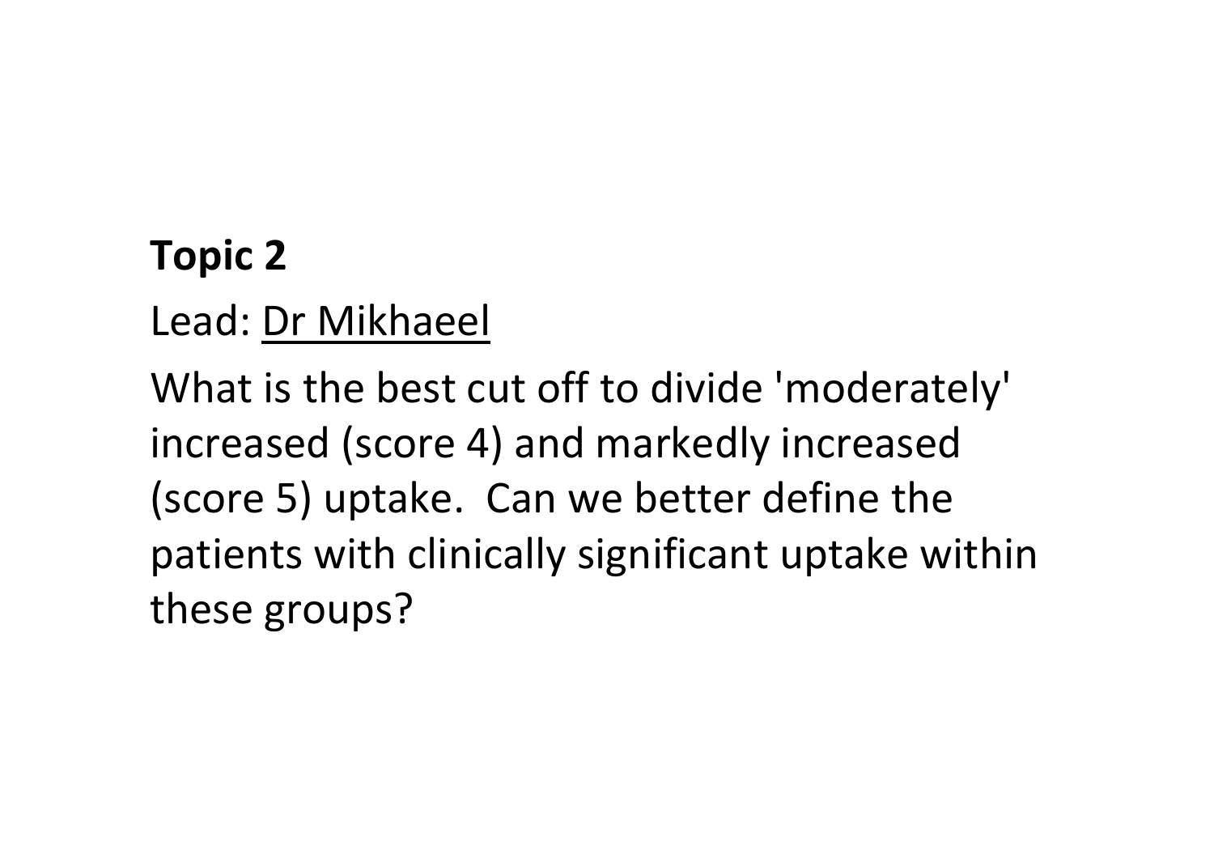**Topic 2**

Lead: Dr Mikhaeel

What is the best cut off to divide 'moderately' increased (score 4) and markedly increased (score 5) uptake.  Can we better define the patients with clinically significant uptake within these groups?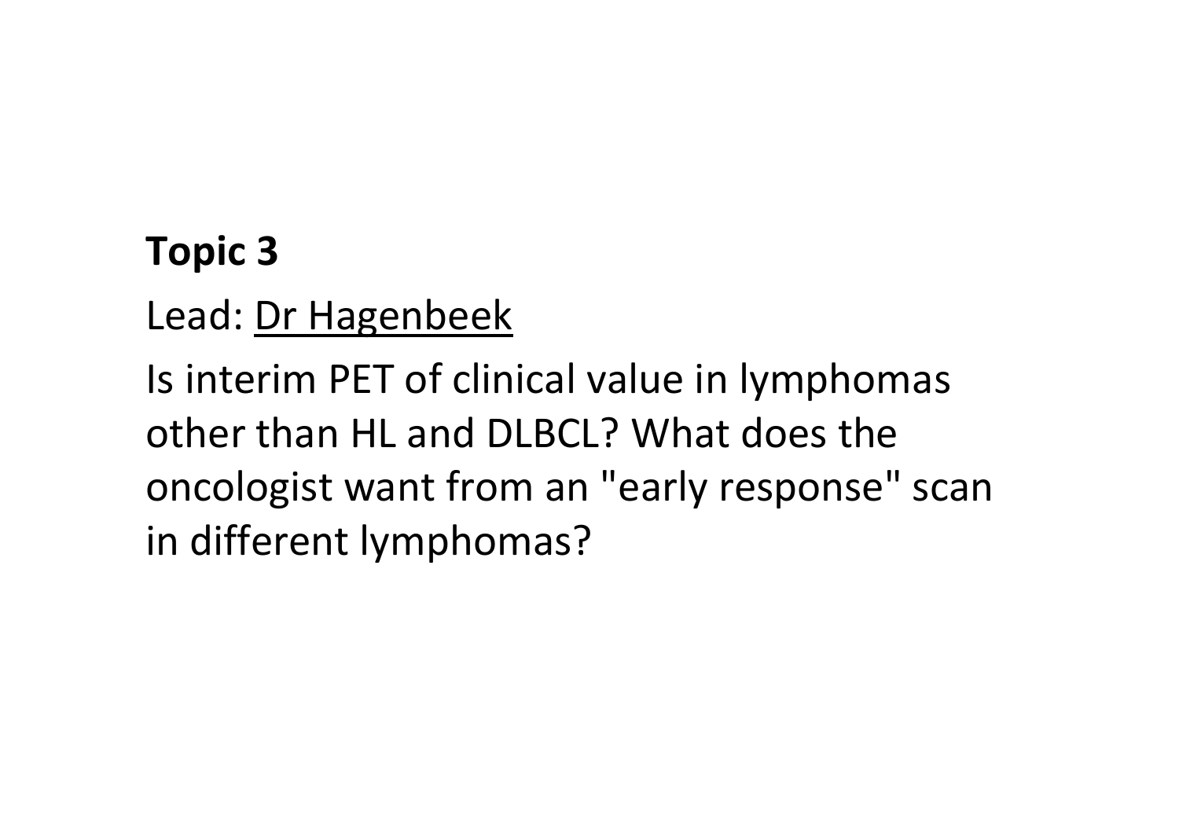**Topic 3**

Lead: Dr Hagenbeek

Is interim PET of clinical value in lymphomas other than HL and DLBCL? What does the oncologist want from an "early response" scan in different lymphomas?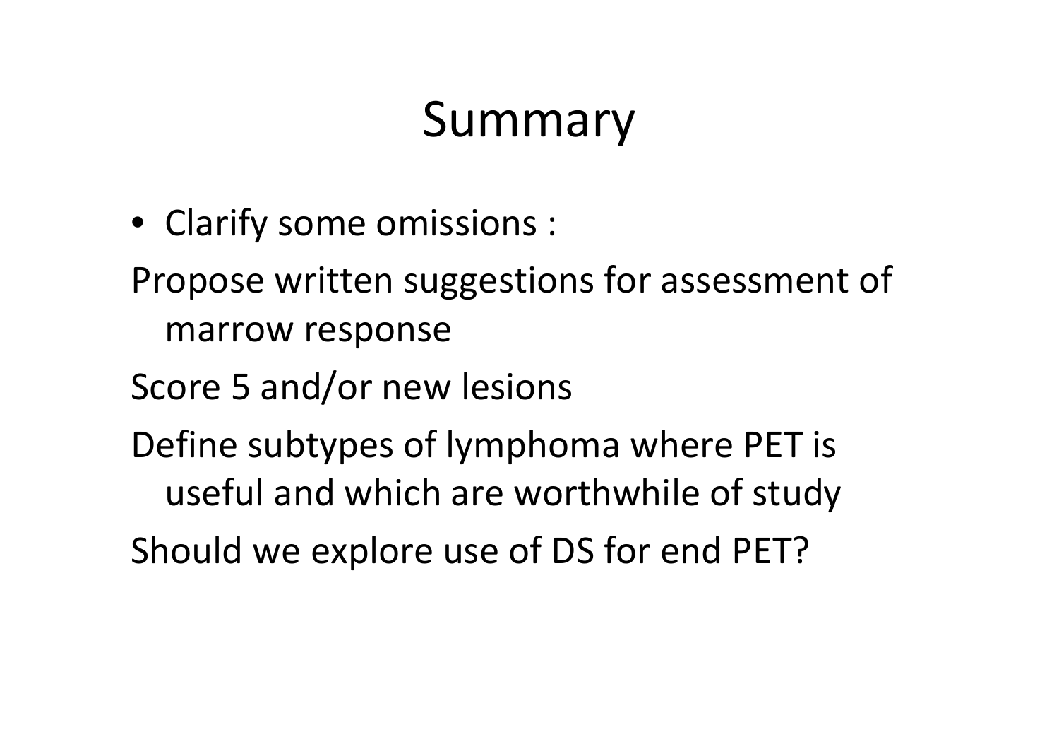# Summary

- Clarify some omissions :

Propose written suggestions for assessment of marrow response

Score 5 and/or new lesions

Define subtypes of lymphoma where PET is useful and which are worthwhile of study

Should we explore use of DS for end PET?